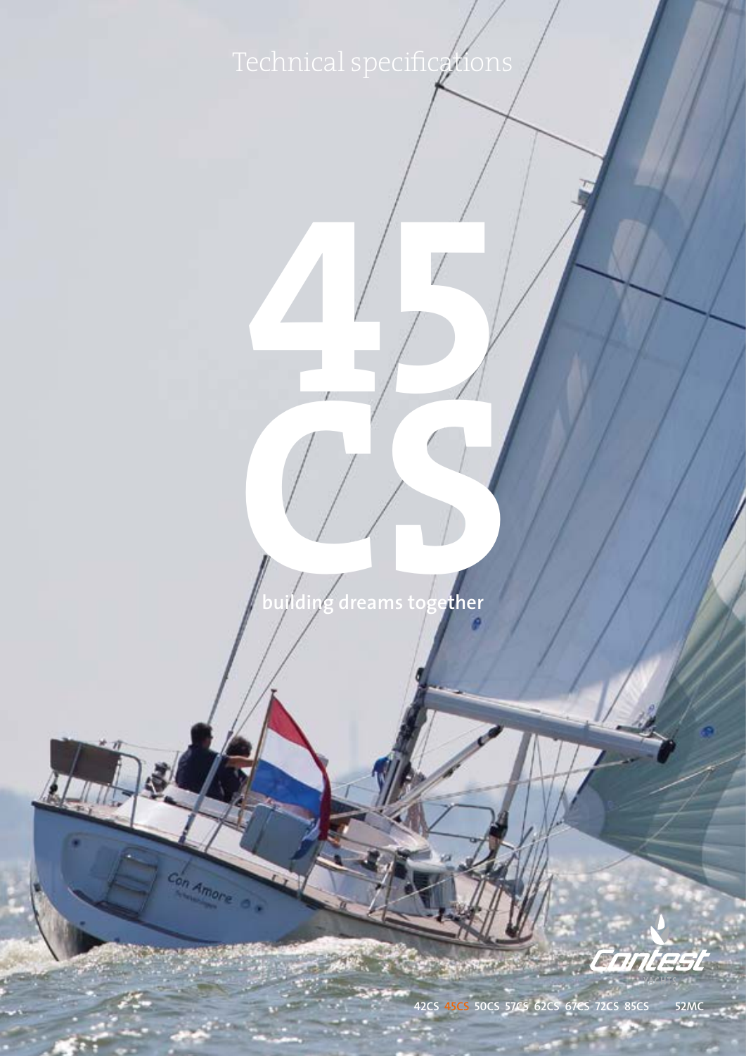Technical specifications

# 45 CS

building dreams together

Contest

42CS 45CS 50CS 57CS 62CS 67CS 72CS 85CS 52MC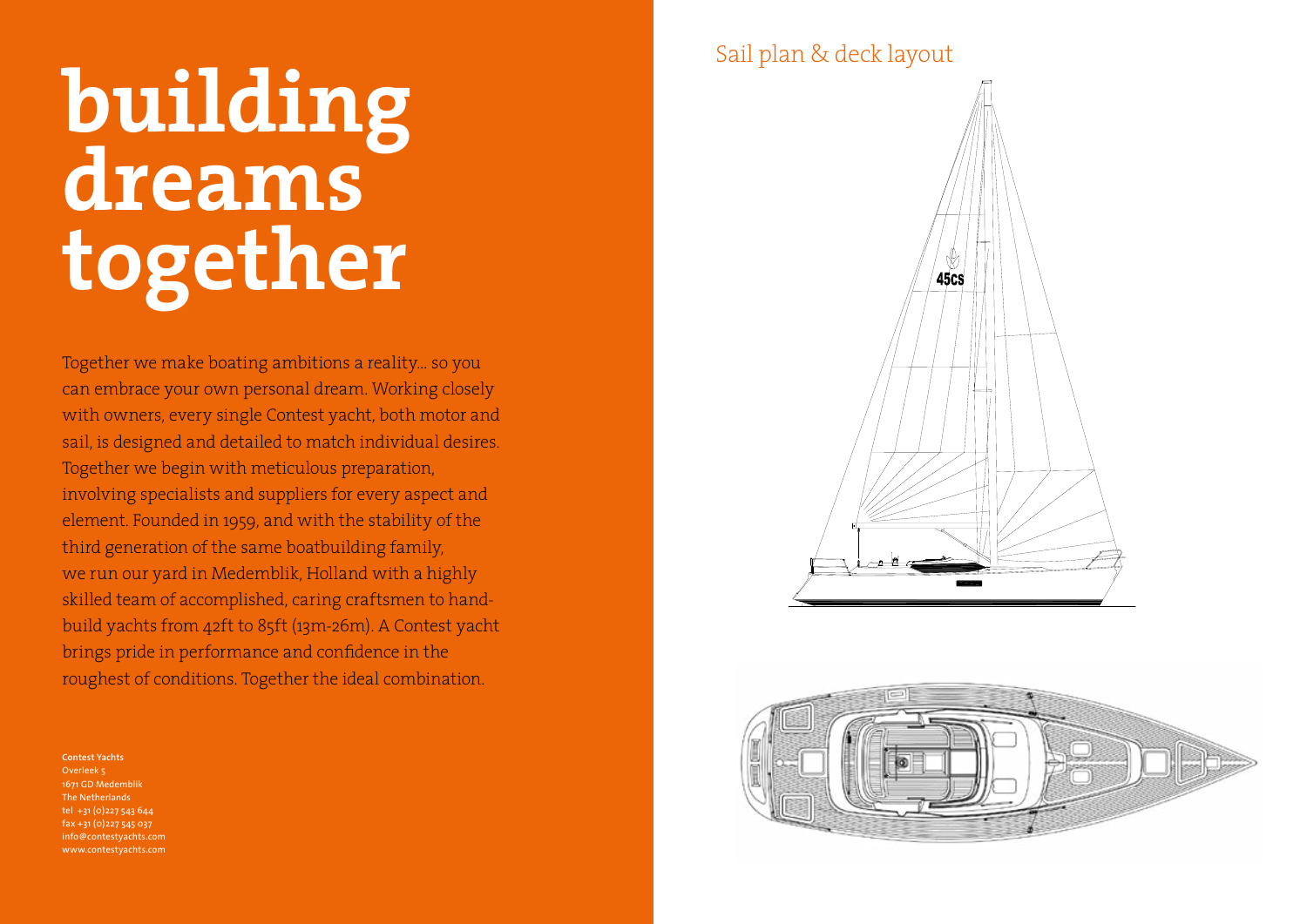# building dreams together

Together we make boating ambitions a reality… so you can embrace your own personal dream. Working closely with owners, every single Contest yacht, both motor and sail, is designed and detailed to match individual desires. Together we begin with meticulous preparation, involving specialists and suppliers for every aspect and element. Founded in 1959, and with the stability of the third generation of the same boatbuilding family, we run our yard in Medemblik, Holland with a highly skilled team of accomplished, caring craftsmen to hand-build yachts from 42ft to 85ft (13m-26m). A Contest yacht brings pride in performance and confidence in the roughest of conditions. Together the ideal combination.

**Contest Yachts**
Overleek 5
1671 GD Medemblik
The Netherlands
tel +31 (0)227 543 644
fax +31 (0)227 545 037
info@contestyachts.com
www.contestyachts.com

## Sail plan & deck layout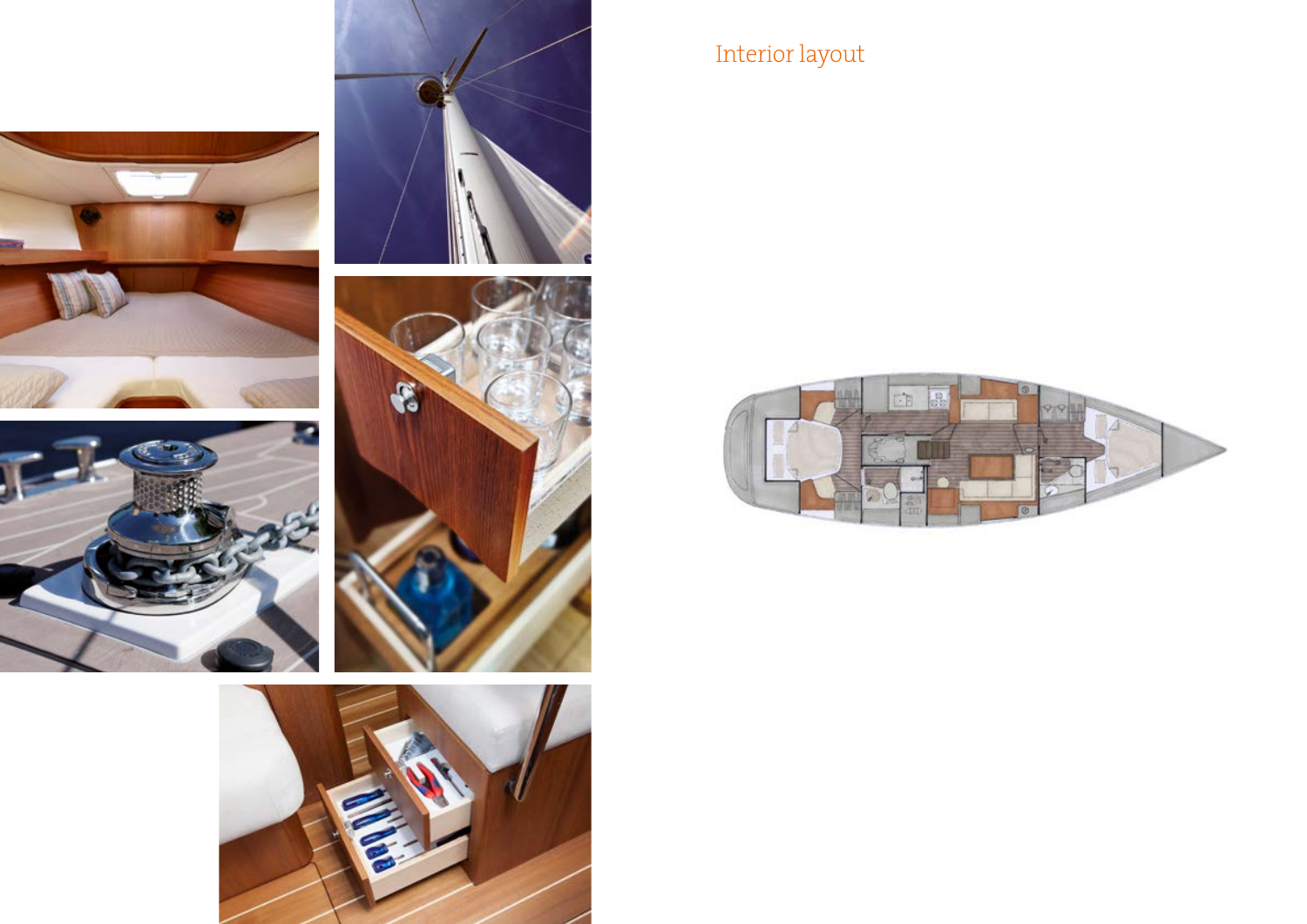## Interior layout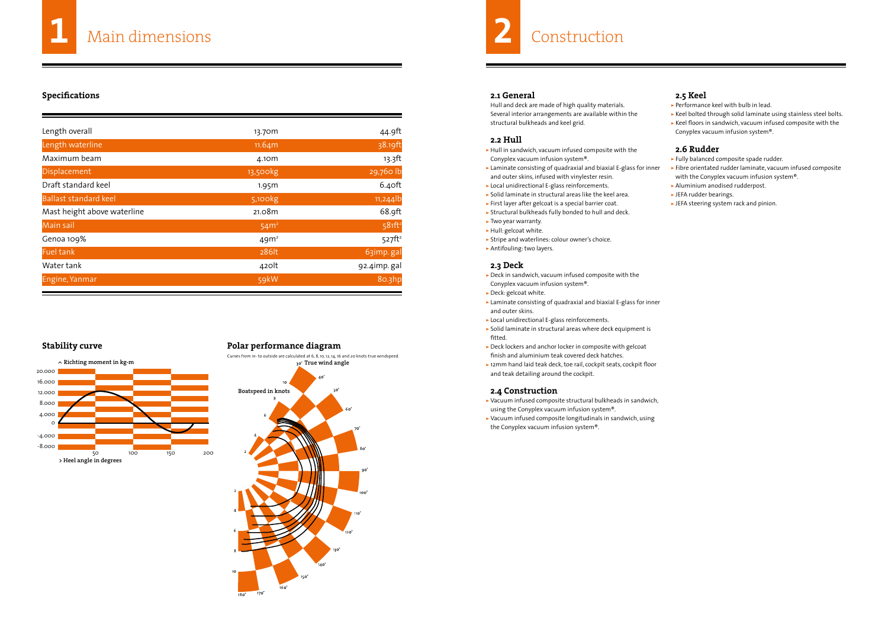# 1 Main dimensions

## Specifications

| | | |
|---|---|---|
| Length overall | 13.70m | 44.9ft |
| Length waterline | 11.64m | 38.19ft |
| Maximum beam | 4.10m | 13.3ft |
| Displacement | 13,500kg | 29,760 lb |
| Draft standard keel | 1.95m | 6.40ft |
| Ballast standard keel | 5,100kg | 11,244lb |
| Mast height above waterline | 21.08m | 68.9ft |
| Main sail | 54m² | 581ft² |
| Genoa 109% | 49m² | 527ft² |
| Fuel tank | 286lt | 63imp. gal |
| Water tank | 420lt | 92.4imp. gal |
| Engine, Yanmar | 59kW | 80.3hp |

## Stability curve

^ Richting moment in kg-m

> Heel angle in degrees

## Polar performance diagram

Curves from in- to outside are calculated at 6, 8, 10, 12, 14, 16 and 20 knots true windspeed.

# 2 Construction

### 2.1 General

Hull and deck are made of high quality materials. Several interior arrangements are available within the structural bulkheads and keel grid.

### 2.2 Hull

- Hull in sandwich, vacuum infused composite with the Conyplex vacuum infusion system®.
- Laminate consisting of quadraxial and biaxial E-glass for inner and outer skins, infused with vinylester resin.
- Local unidirectional E-glass reinforcements.
- Solid laminate in structural areas like the keel area.
- First layer after gelcoat is a special barrier coat.
- Structural bulkheads fully bonded to hull and deck.
- Two year warranty.
- Hull: gelcoat white.
- Stripe and waterlines: colour owner's choice.
- Antifouling: two layers.

### 2.3 Deck

- Deck in sandwich, vacuum infused composite with the Conyplex vacuum infusion system®.
- Deck: gelcoat white.
- Laminate consisting of quadraxial and biaxial E-glass for inner and outer skins.
- Local unidirectional E-glass reinforcements.
- Solid laminate in structural areas where deck equipment is fitted.
- Deck lockers and anchor locker in composite with gelcoat finish and aluminium teak covered deck hatches.
- 12mm hand laid teak deck, toe rail, cockpit seats, cockpit floor and teak detailing around the cockpit.

### 2.4 Construction

- Vacuum infused composite structural bulkheads in sandwich, using the Conyplex vacuum infusion system®.
- Vacuum infused composite longitudinals in sandwich, using the Conyplex vacuum infusion system®.

### 2.5 Keel

- Performance keel with bulb in lead.
- Keel bolted through solid laminate using stainless steel bolts.
- Keel floors in sandwich, vacuum infused composite with the Conyplex vacuum infusion system®.

### 2.6 Rudder

- Fully balanced composite spade rudder.
- Fibre orientated rudder laminate, vacuum infused composite with the Conyplex vacuum infusion system®.
- Aluminium anodised rudderpost.
- JEFA rudder bearings.
- JEFA steering system rack and pinion.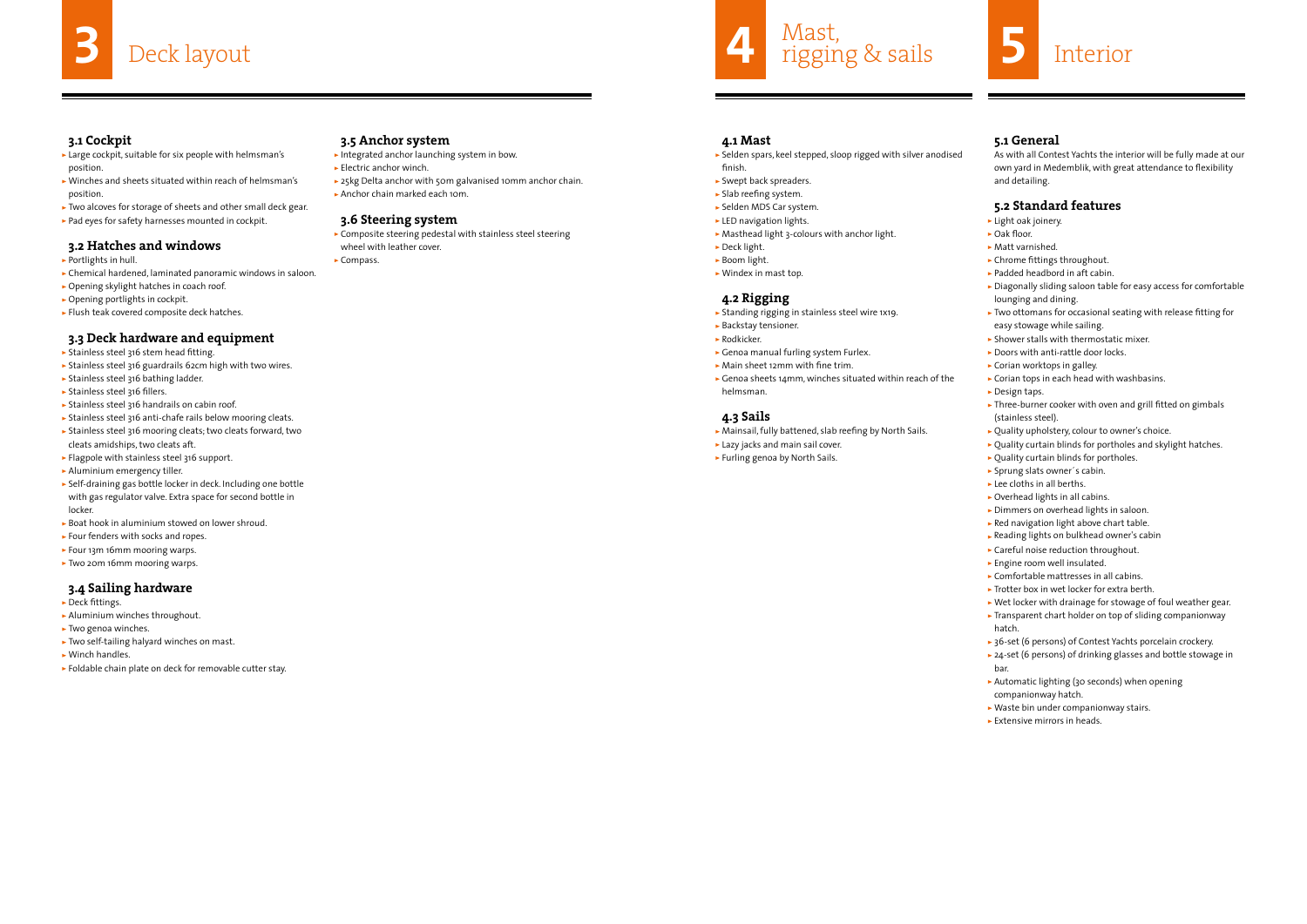# 3 Deck layout

### 3.1 Cockpit

- Large cockpit, suitable for six people with helmsman's position.
- Winches and sheets situated within reach of helmsman's position.
- Two alcoves for storage of sheets and other small deck gear.
- Pad eyes for safety harnesses mounted in cockpit.

### 3.2 Hatches and windows

- Portlights in hull.
- Chemical hardened, laminated panoramic windows in saloon.
- Opening skylight hatches in coach roof.
- Opening portlights in cockpit.
- Flush teak covered composite deck hatches.

### 3.3 Deck hardware and equipment

- Stainless steel 316 stem head fitting.
- Stainless steel 316 guardrails 62cm high with two wires.
- Stainless steel 316 bathing ladder.
- Stainless steel 316 fillers.
- Stainless steel 316 handrails on cabin roof.
- Stainless steel 316 anti-chafe rails below mooring cleats.
- Stainless steel 316 mooring cleats; two cleats forward, two cleats amidships, two cleats aft.
- Flagpole with stainless steel 316 support.
- Aluminium emergency tiller.
- Self-draining gas bottle locker in deck. Including one bottle with gas regulator valve. Extra space for second bottle in locker.
- Boat hook in aluminium stowed on lower shroud.
- Four fenders with socks and ropes.
- Four 13m 16mm mooring warps.
- Two 20m 16mm mooring warps.

### 3.4 Sailing hardware

- Deck fittings.
- Aluminium winches throughout.
- Two genoa winches.
- Two self-tailing halyard winches on mast.
- Winch handles.
- Foldable chain plate on deck for removable cutter stay.

### 3.5 Anchor system

- Integrated anchor launching system in bow.
- Electric anchor winch.
- 25kg Delta anchor with 50m galvanised 10mm anchor chain.
- Anchor chain marked each 10m.

### 3.6 Steering system

- Composite steering pedestal with stainless steel steering wheel with leather cover.
- Compass.

# 4 Mast, rigging & sails

### 4.1 Mast

- Selden spars, keel stepped, sloop rigged with silver anodised finish.
- Swept back spreaders.
- Slab reefing system.
- Selden MDS Car system.
- LED navigation lights.
- Masthead light 3-colours with anchor light.
- Deck light.
- Boom light.
- Windex in mast top.

### 4.2 Rigging

- Standing rigging in stainless steel wire 1x19.
- Backstay tensioner.
- Rodkicker.
- Genoa manual furling system Furlex.
- Main sheet 12mm with fine trim.
- Genoa sheets 14mm, winches situated within reach of the helmsman.

### 4.3 Sails

- Mainsail, fully battened, slab reefing by North Sails.
- Lazy jacks and main sail cover.
- Furling genoa by North Sails.

# 5 Interior

### 5.1 General

As with all Contest Yachts the interior will be fully made at our own yard in Medemblik, with great attendance to flexibility and detailing.

### 5.2 Standard features

- Light oak joinery.
- Oak floor.
- Matt varnished.
- Chrome fittings throughout.
- Padded headbord in aft cabin.
- Diagonally sliding saloon table for easy access for comfortable lounging and dining.
- Two ottomans for occasional seating with release fitting for easy stowage while sailing.
- Shower stalls with thermostatic mixer.
- Doors with anti-rattle door locks.
- Corian worktops in galley.
- Corian tops in each head with washbasins.
- Design taps.
- Three-burner cooker with oven and grill fitted on gimbals (stainless steel).
- Quality upholstery, colour to owner's choice.
- Quality curtain blinds for portholes and skylight hatches.
- Quality curtain blinds for portholes.
- Sprung slats owner´s cabin.
- Lee cloths in all berths.
- Overhead lights in all cabins.
- Dimmers on overhead lights in saloon.
- Red navigation light above chart table.
- Reading lights on bulkhead owner's cabin
- Careful noise reduction throughout.
- Engine room well insulated.
- Comfortable mattresses in all cabins.
- Trotter box in wet locker for extra berth.
- Wet locker with drainage for stowage of foul weather gear.
- Transparent chart holder on top of sliding companionway hatch.
- 36-set (6 persons) of Contest Yachts porcelain crockery.
- 24-set (6 persons) of drinking glasses and bottle stowage in bar.
- Automatic lighting (30 seconds) when opening companionway hatch.
- Waste bin under companionway stairs.
- Extensive mirrors in heads.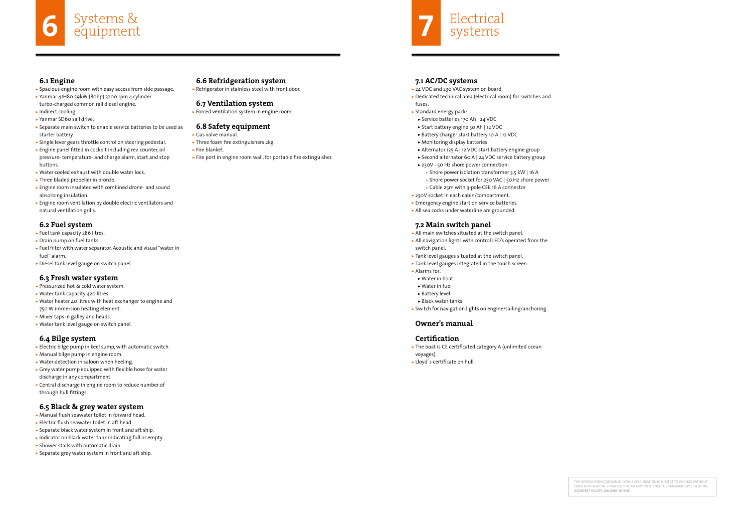# 6 Systems & equipment

### 6.1 Engine

- Spacious engine room with easy access from side passage.
- Yanmar 4JH80 59kW (80hp) 3200 rpm 4 cylinder turbo-charged common rail diesel engine.
- Indirect cooling.
- Yanmar SD60 sail drive.
- Separate main switch to enable service batteries to be used as starter battery.
- Single lever gears throttle control on steering pedestal.
- Engine panel fitted in cockpit including rev. counter, oil pressure- temperature- and charge alarm, start and stop buttons.
- Water cooled exhaust with double water lock.
- Three bladed propeller in bronze.
- Engine room insulated with combined drone- and sound absorbing insulation.
- Engine room ventilation by double electric ventilators and natural ventilation grills.

### 6.2 Fuel system

- Fuel tank capacity 286 litres.
- Drain pump on fuel tanks.
- Fuel filter with water separator. Acoustic and visual "water in fuel" alarm.
- Diesel tank level gauge on switch panel.

### 6.3 Fresh water system

- Pressurized hot & cold water system.
- Water tank capacity 420 litres.
- Water heater 40 litres with heat exchanger to engine and 750 W immersion heating element.
- Mixer taps in galley and heads.
- Water tank level gauge on switch panel.

### 6.4 Bilge system

- Electric bilge pump in keel sump, with automatic switch.
- Manual bilge pump in engine room.
- Water detection in saloon when heeling.
- Grey water pump equipped with flexible hose for water discharge in any compartment.
- Central discharge in engine room to reduce number of through hull fittings.

### 6.5 Black & grey water system

- Manual flush seawater toilet in forward head.
- Electric flush seawater toilet in aft head.
- Separate black water system in front and aft ship.
- Indicator on black water tank indicating full or empty.
- Shower stalls with automatic drain.
- Separate grey water system in front and aft ship.

### 6.6 Refridgeration system

- Refrigerator in stainless steel with front door.

### 6.7 Ventilation system

- Forced ventilation system in engine room.

### 6.8 Safety equipment

- Gas valve manual.
- Three foam fire extinguishers 2kg.
- Fire blanket.
- Fire port in engine room wall, for portable fire extinguisher.

# 7 Electrical systems

### 7.1 AC/DC systems

- 24 VDC and 230 VAC system on board.
- Dedicated technical area (electrical room) for switches and fuses.
- Standard energy pack:
  - Service batteries 170 Ah | 24 VDC
  - Start battery engine 50 Ah | 12 VDC
  - Battery charger start battery 10 A | 12 VDC
  - Monitoring display batteries
  - Alternator 125 A | 12 VDC start battery engine group
  - Second alternator 60 A | 24 VDC service battery group
  - 230V - 50 Hz shore power connection:
    - Shore power isolation transformer 3.5 kW | 16 A
    - Shore power socket for 230 VAC | 50 Hz shore power
    - Cable 25m with 3-pole CEE 16 A connector
- 230V socket in each cabin/compartment.
- Emergency engine start on service batteries.
- All sea cocks under waterline are grounded.

### 7.2 Main switch panel

- All main switches situated at the switch panel.
- All navigation lights with control LED's operated from the switch panel.
- Tank level gauges situated at the switch panel.
- Tank level gauges integrated in the touch screen.
- Alarms for:
  - Water in boat
  - Water in fuel
  - Battery level
  - Black water tanks
- Switch for navigation lights on engine/sailing/anchoring.

### Owner's manual

### Certification

- The boat is CE certificated category A (unlimited ocean voyages).
- Lloyd´s certificate on hull.

THE INFORMATION CONTAINED IN THIS SPECIFICATION IS SUBJECT TO CHANGE WITHOUT PRIOR NOTIFICATION. EXTRA EQUIPMENT MAY INFLUENCE THE STANDARD SPECIFICATION.
©CONTEST YACHTS, JANUARY 2019/01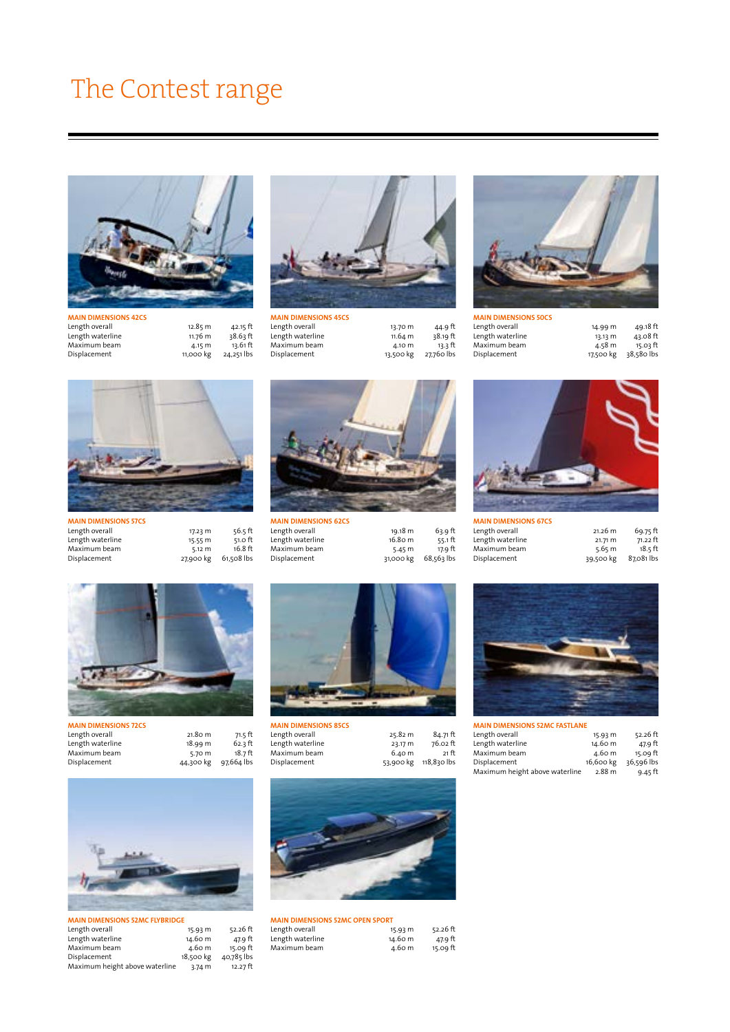# The Contest range

**MAIN DIMENSIONS 42CS**

| | | |
|---|---|---|
| Length overall | 12.85 m | 42.15 ft |
| Length waterline | 11.76 m | 38.63 ft |
| Maximum beam | 4.15 m | 13.61 ft |
| Displacement | 11,000 kg | 24,251 lbs |

**MAIN DIMENSIONS 45CS**

| | | |
|---|---|---|
| Length overall | 13.70 m | 44.9 ft |
| Length waterline | 11.64 m | 38.19 ft |
| Maximum beam | 4.10 m | 13.3 ft |
| Displacement | 13,500 kg | 27,760 lbs |

**MAIN DIMENSIONS 50CS**

| | | |
|---|---|---|
| Length overall | 14.99 m | 49.18 ft |
| Length waterline | 13.13 m | 43.08 ft |
| Maximum beam | 4.58 m | 15.03 ft |
| Displacement | 17,500 kg | 38,580 lbs |

**MAIN DIMENSIONS 57CS**

| | | |
|---|---|---|
| Length overall | 17.23 m | 56.5 ft |
| Length waterline | 15.55 m | 51.0 ft |
| Maximum beam | 5.12 m | 16.8 ft |
| Displacement | 27,900 kg | 61,508 lbs |

**MAIN DIMENSIONS 62CS**

| | | |
|---|---|---|
| Length overall | 19.18 m | 63.9 ft |
| Length waterline | 16.80 m | 55.1 ft |
| Maximum beam | 5.45 m | 17.9 ft |
| Displacement | 31,000 kg | 68,563 lbs |

**MAIN DIMENSIONS 67CS**

| | | |
|---|---|---|
| Length overall | 21.26 m | 69.75 ft |
| Length waterline | 21.71 m | 71.22 ft |
| Maximum beam | 5.65 m | 18.5 ft |
| Displacement | 39,500 kg | 87,081 lbs |

**MAIN DIMENSIONS 72CS**

| | | |
|---|---|---|
| Length overall | 21.80 m | 71.5 ft |
| Length waterline | 18.99 m | 62.3 ft |
| Maximum beam | 5.70 m | 18.7 ft |
| Displacement | 44,300 kg | 97,664 lbs |

**MAIN DIMENSIONS 85CS**

| | | |
|---|---|---|
| Length overall | 25.82 m | 84.71 ft |
| Length waterline | 23.17 m | 76.02 ft |
| Maximum beam | 6.40 m | 21 ft |
| Displacement | 53,900 kg | 118,830 lbs |

**MAIN DIMENSIONS 52MC FASTLANE**

| | | |
|---|---|---|
| Length overall | 15.93 m | 52.26 ft |
| Length waterline | 14.60 m | 47.9 ft |
| Maximum beam | 4.60 m | 15.09 ft |
| Displacement | 16,600 kg | 36,596 lbs |
| Maximum height above waterline | 2.88 m | 9.45 ft |

**MAIN DIMENSIONS 52MC FLYBRIDGE**

| | | |
|---|---|---|
| Length overall | 15.93 m | 52.26 ft |
| Length waterline | 14.60 m | 47.9 ft |
| Maximum beam | 4.60 m | 15.09 ft |
| Displacement | 18,500 kg | 40,785 lbs |
| Maximum height above waterline | 3.74 m | 12.27 ft |

**MAIN DIMENSIONS 52MC OPEN SPORT**

| | | |
|---|---|---|
| Length overall | 15.93 m | 52.26 ft |
| Length waterline | 14.60 m | 47.9 ft |
| Maximum beam | 4.60 m | 15.09 ft |